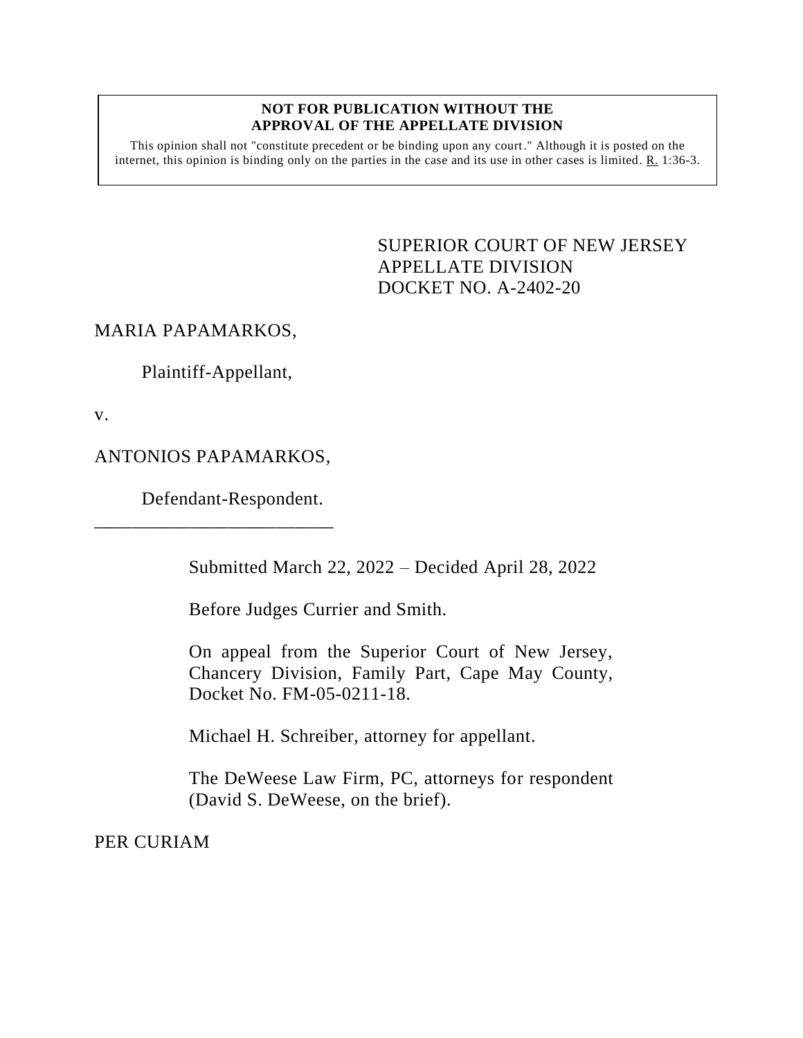**NOT FOR PUBLICATION WITHOUT THE APPROVAL OF THE APPELLATE DIVISION**

This opinion shall not "constitute precedent or be binding upon any court." Although it is posted on the internet, this opinion is binding only on the parties in the case and its use in other cases is limited. R. 1:36-3.

SUPERIOR COURT OF NEW JERSEY
APPELLATE DIVISION
DOCKET NO. A-2402-20

MARIA PAPAMARKOS,

Plaintiff-Appellant,

v.

ANTONIOS PAPAMARKOS,

Defendant-Respondent.

___________________________

Submitted March 22, 2022 – Decided April 28, 2022

Before Judges Currier and Smith.

On appeal from the Superior Court of New Jersey, Chancery Division, Family Part, Cape May County, Docket No. FM-05-0211-18.

Michael H. Schreiber, attorney for appellant.

The DeWeese Law Firm, PC, attorneys for respondent (David S. DeWeese, on the brief).

PER CURIAM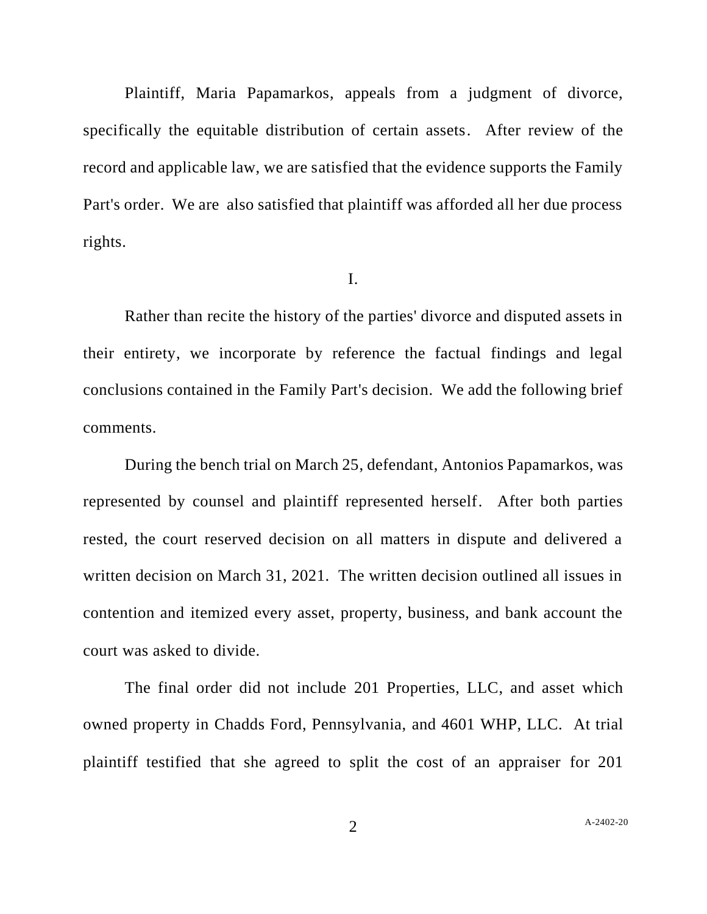Plaintiff, Maria Papamarkos, appeals from a judgment of divorce, specifically the equitable distribution of certain assets. After review of the record and applicable law, we are satisfied that the evidence supports the Family Part's order. We are also satisfied that plaintiff was afforded all her due process rights.

I.

Rather than recite the history of the parties' divorce and disputed assets in their entirety, we incorporate by reference the factual findings and legal conclusions contained in the Family Part's decision. We add the following brief comments.

During the bench trial on March 25, defendant, Antonios Papamarkos, was represented by counsel and plaintiff represented herself. After both parties rested, the court reserved decision on all matters in dispute and delivered a written decision on March 31, 2021. The written decision outlined all issues in contention and itemized every asset, property, business, and bank account the court was asked to divide.

The final order did not include 201 Properties, LLC, and asset which owned property in Chadds Ford, Pennsylvania, and 4601 WHP, LLC. At trial plaintiff testified that she agreed to split the cost of an appraiser for 201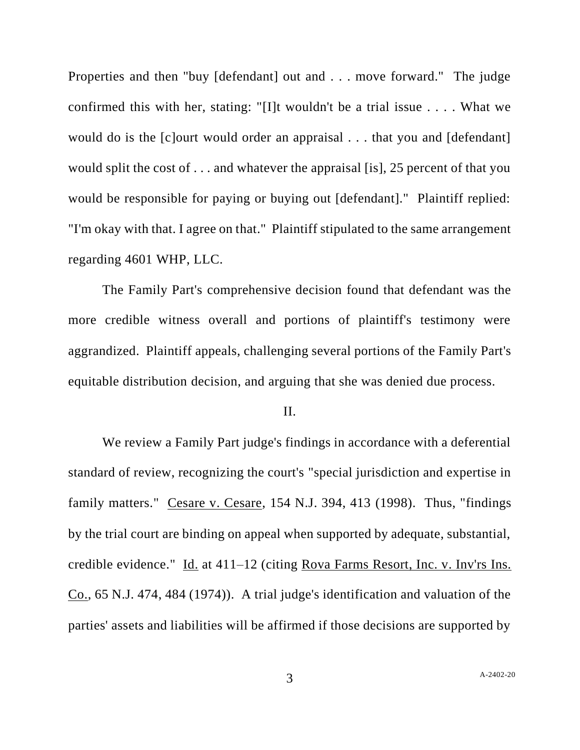Properties and then "buy [defendant] out and . . . move forward." The judge confirmed this with her, stating: "[I]t wouldn't be a trial issue . . . . What we would do is the [c]ourt would order an appraisal . . . that you and [defendant] would split the cost of . . . and whatever the appraisal [is], 25 percent of that you would be responsible for paying or buying out [defendant]." Plaintiff replied: "I'm okay with that. I agree on that." Plaintiff stipulated to the same arrangement regarding 4601 WHP, LLC.

The Family Part's comprehensive decision found that defendant was the more credible witness overall and portions of plaintiff's testimony were aggrandized. Plaintiff appeals, challenging several portions of the Family Part's equitable distribution decision, and arguing that she was denied due process.

## II.

We review a Family Part judge's findings in accordance with a deferential standard of review, recognizing the court's "special jurisdiction and expertise in family matters." Cesare v. Cesare, 154 N.J. 394, 413 (1998). Thus, "findings by the trial court are binding on appeal when supported by adequate, substantial, credible evidence." Id. at 411–12 (citing Rova Farms Resort, Inc. v. Inv'rs Ins. Co., 65 N.J. 474, 484 (1974)). A trial judge's identification and valuation of the parties' assets and liabilities will be affirmed if those decisions are supported by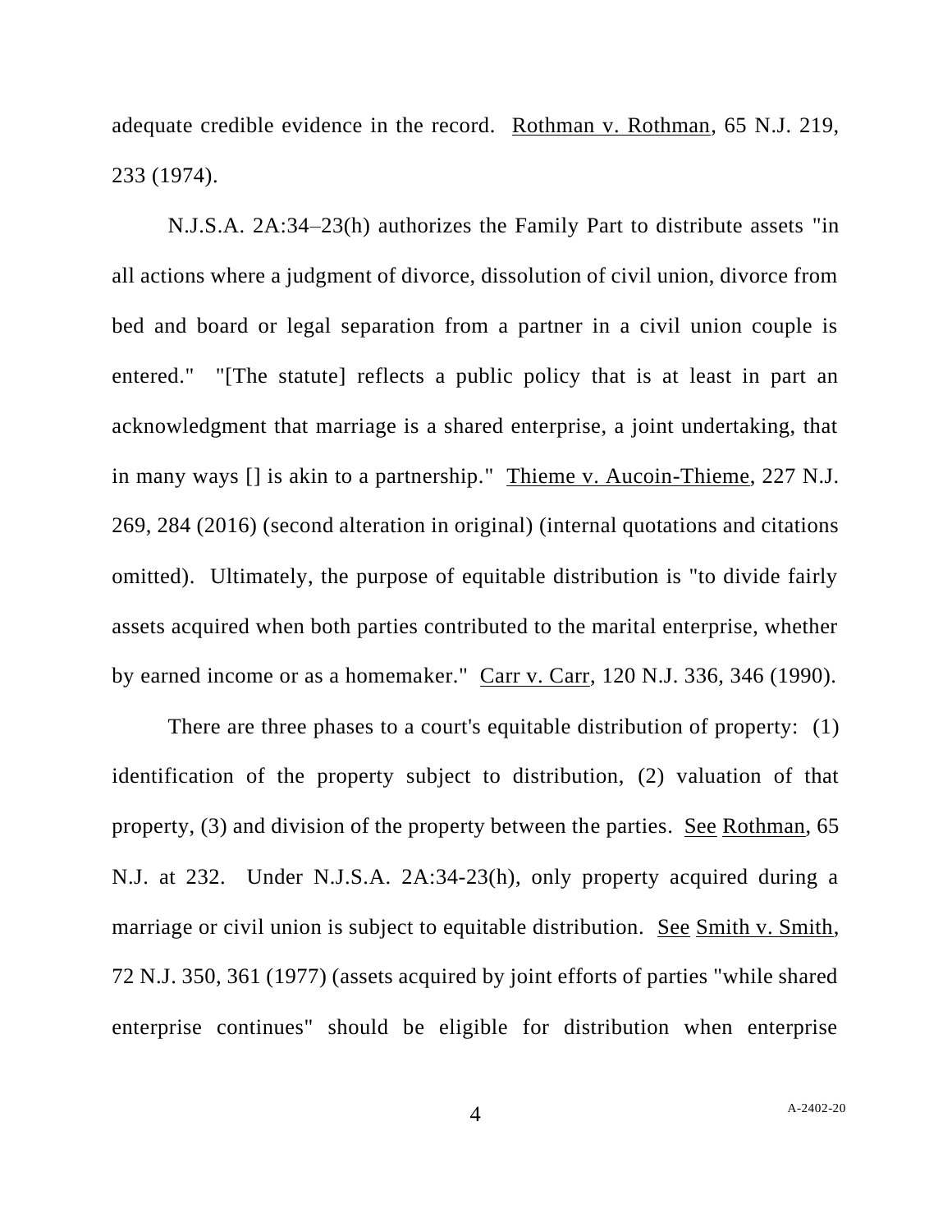adequate credible evidence in the record. Rothman v. Rothman, 65 N.J. 219, 233 (1974).

N.J.S.A. 2A:34–23(h) authorizes the Family Part to distribute assets "in all actions where a judgment of divorce, dissolution of civil union, divorce from bed and board or legal separation from a partner in a civil union couple is entered." "[The statute] reflects a public policy that is at least in part an acknowledgment that marriage is a shared enterprise, a joint undertaking, that in many ways [] is akin to a partnership." Thieme v. Aucoin-Thieme, 227 N.J. 269, 284 (2016) (second alteration in original) (internal quotations and citations omitted). Ultimately, the purpose of equitable distribution is "to divide fairly assets acquired when both parties contributed to the marital enterprise, whether by earned income or as a homemaker." Carr v. Carr, 120 N.J. 336, 346 (1990).

There are three phases to a court's equitable distribution of property: (1) identification of the property subject to distribution, (2) valuation of that property, (3) and division of the property between the parties. See Rothman, 65 N.J. at 232. Under N.J.S.A. 2A:34-23(h), only property acquired during a marriage or civil union is subject to equitable distribution. See Smith v. Smith, 72 N.J. 350, 361 (1977) (assets acquired by joint efforts of parties "while shared enterprise continues" should be eligible for distribution when enterprise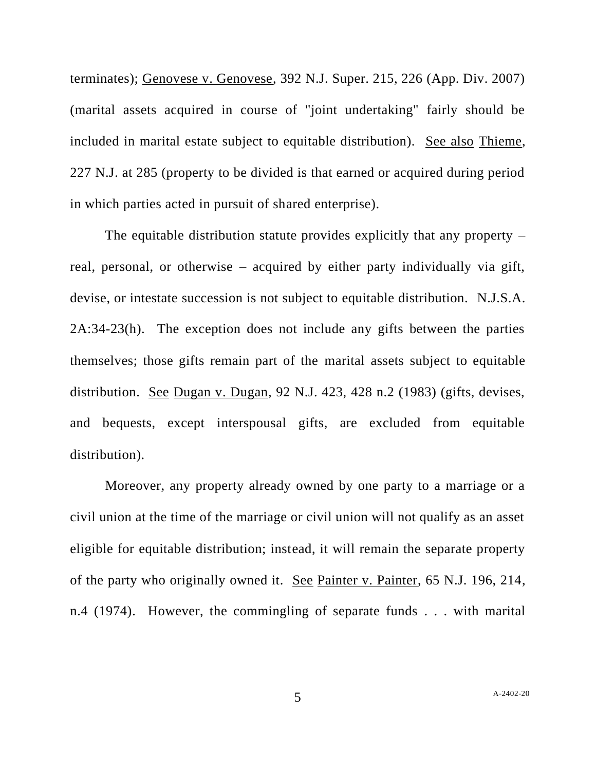terminates); Genovese v. Genovese, 392 N.J. Super. 215, 226 (App. Div. 2007) (marital assets acquired in course of "joint undertaking" fairly should be included in marital estate subject to equitable distribution). See also Thieme, 227 N.J. at 285 (property to be divided is that earned or acquired during period in which parties acted in pursuit of shared enterprise).

The equitable distribution statute provides explicitly that any property – real, personal, or otherwise – acquired by either party individually via gift, devise, or intestate succession is not subject to equitable distribution. N.J.S.A. 2A:34-23(h). The exception does not include any gifts between the parties themselves; those gifts remain part of the marital assets subject to equitable distribution. See Dugan v. Dugan, 92 N.J. 423, 428 n.2 (1983) (gifts, devises, and bequests, except interspousal gifts, are excluded from equitable distribution).

Moreover, any property already owned by one party to a marriage or a civil union at the time of the marriage or civil union will not qualify as an asset eligible for equitable distribution; instead, it will remain the separate property of the party who originally owned it. See Painter v. Painter, 65 N.J. 196, 214, n.4 (1974). However, the commingling of separate funds . . . with marital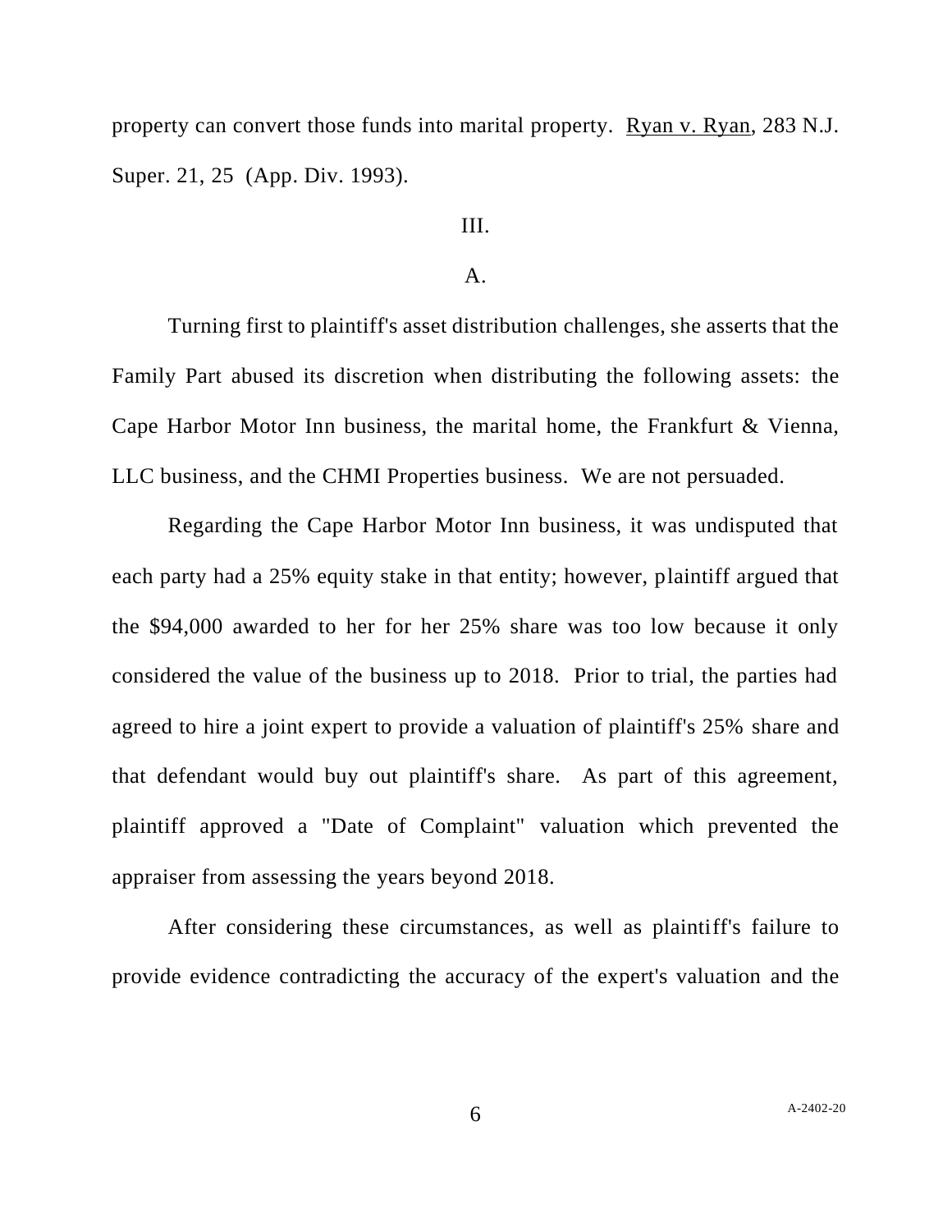property can convert those funds into marital property. Ryan v. Ryan, 283 N.J. Super. 21, 25 (App. Div. 1993).

III.

A.

Turning first to plaintiff's asset distribution challenges, she asserts that the Family Part abused its discretion when distributing the following assets: the Cape Harbor Motor Inn business, the marital home, the Frankfurt & Vienna, LLC business, and the CHMI Properties business. We are not persuaded.

Regarding the Cape Harbor Motor Inn business, it was undisputed that each party had a 25% equity stake in that entity; however, plaintiff argued that the $94,000 awarded to her for her 25% share was too low because it only considered the value of the business up to 2018. Prior to trial, the parties had agreed to hire a joint expert to provide a valuation of plaintiff's 25% share and that defendant would buy out plaintiff's share. As part of this agreement, plaintiff approved a "Date of Complaint" valuation which prevented the appraiser from assessing the years beyond 2018.

After considering these circumstances, as well as plaintiff's failure to provide evidence contradicting the accuracy of the expert's valuation and the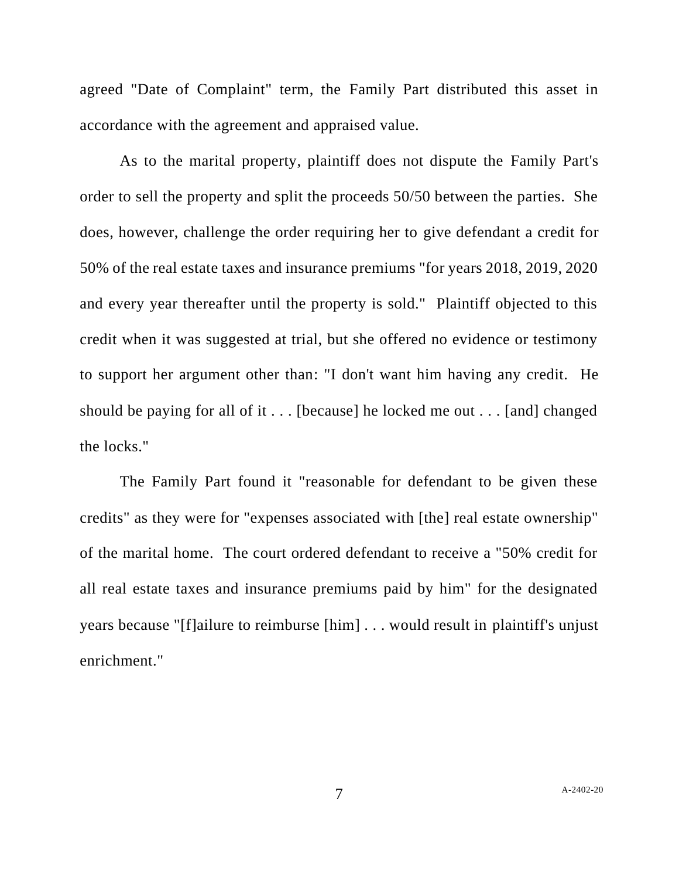agreed "Date of Complaint" term, the Family Part distributed this asset in accordance with the agreement and appraised value.

As to the marital property, plaintiff does not dispute the Family Part's order to sell the property and split the proceeds 50/50 between the parties. She does, however, challenge the order requiring her to give defendant a credit for 50% of the real estate taxes and insurance premiums "for years 2018, 2019, 2020 and every year thereafter until the property is sold." Plaintiff objected to this credit when it was suggested at trial, but she offered no evidence or testimony to support her argument other than: "I don't want him having any credit. He should be paying for all of it . . . [because] he locked me out . . . [and] changed the locks."

The Family Part found it "reasonable for defendant to be given these credits" as they were for "expenses associated with [the] real estate ownership" of the marital home. The court ordered defendant to receive a "50% credit for all real estate taxes and insurance premiums paid by him" for the designated years because "[f]ailure to reimburse [him] . . . would result in plaintiff's unjust enrichment."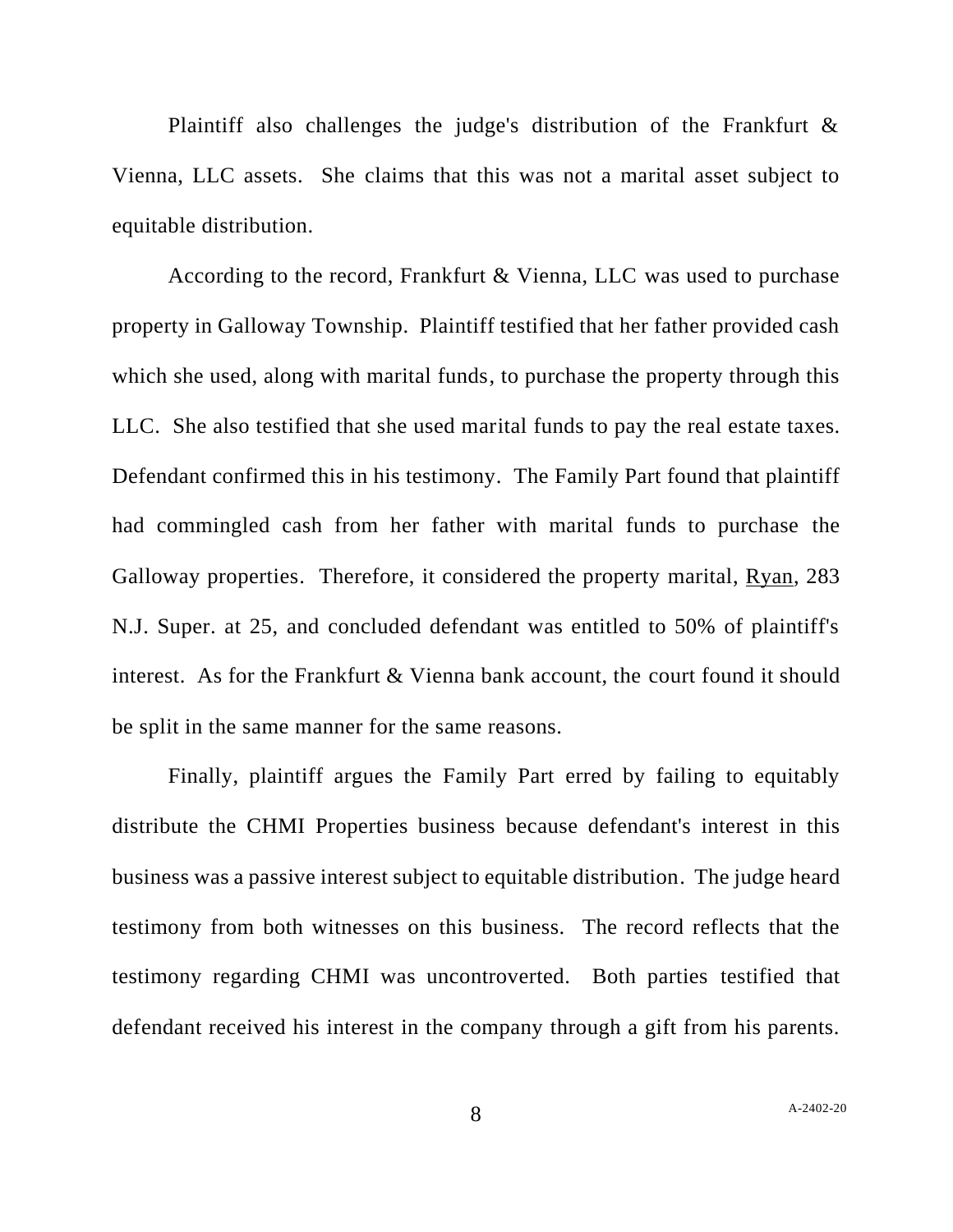Plaintiff also challenges the judge's distribution of the Frankfurt & Vienna, LLC assets. She claims that this was not a marital asset subject to equitable distribution.

According to the record, Frankfurt & Vienna, LLC was used to purchase property in Galloway Township. Plaintiff testified that her father provided cash which she used, along with marital funds, to purchase the property through this LLC. She also testified that she used marital funds to pay the real estate taxes. Defendant confirmed this in his testimony. The Family Part found that plaintiff had commingled cash from her father with marital funds to purchase the Galloway properties. Therefore, it considered the property marital, Ryan, 283 N.J. Super. at 25, and concluded defendant was entitled to 50% of plaintiff's interest. As for the Frankfurt & Vienna bank account, the court found it should be split in the same manner for the same reasons.

Finally, plaintiff argues the Family Part erred by failing to equitably distribute the CHMI Properties business because defendant's interest in this business was a passive interest subject to equitable distribution. The judge heard testimony from both witnesses on this business. The record reflects that the testimony regarding CHMI was uncontroverted. Both parties testified that defendant received his interest in the company through a gift from his parents.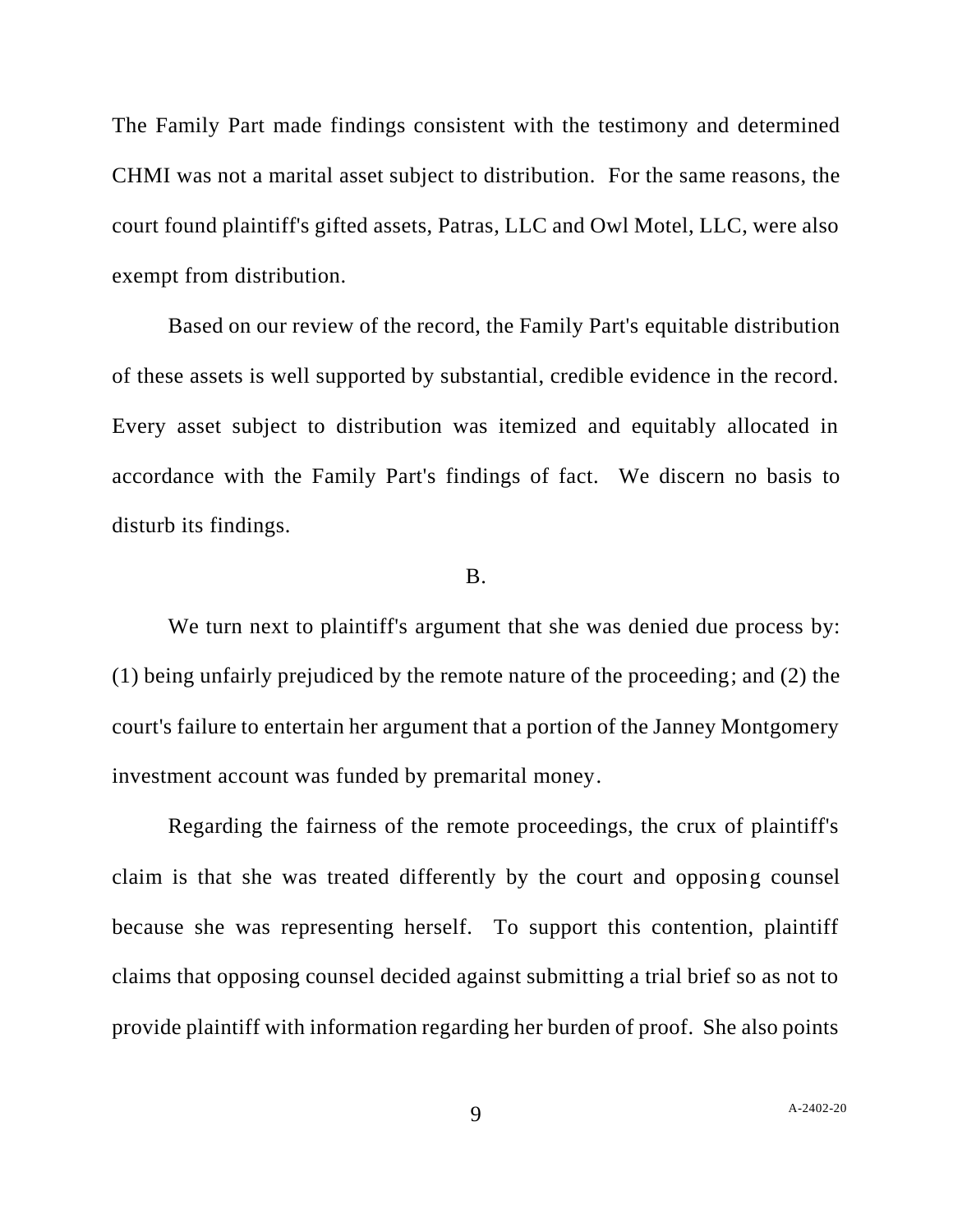The Family Part made findings consistent with the testimony and determined CHMI was not a marital asset subject to distribution. For the same reasons, the court found plaintiff's gifted assets, Patras, LLC and Owl Motel, LLC, were also exempt from distribution.

Based on our review of the record, the Family Part's equitable distribution of these assets is well supported by substantial, credible evidence in the record. Every asset subject to distribution was itemized and equitably allocated in accordance with the Family Part's findings of fact. We discern no basis to disturb its findings.

B.

We turn next to plaintiff's argument that she was denied due process by: (1) being unfairly prejudiced by the remote nature of the proceeding; and (2) the court's failure to entertain her argument that a portion of the Janney Montgomery investment account was funded by premarital money.

Regarding the fairness of the remote proceedings, the crux of plaintiff's claim is that she was treated differently by the court and opposing counsel because she was representing herself. To support this contention, plaintiff claims that opposing counsel decided against submitting a trial brief so as not to provide plaintiff with information regarding her burden of proof. She also points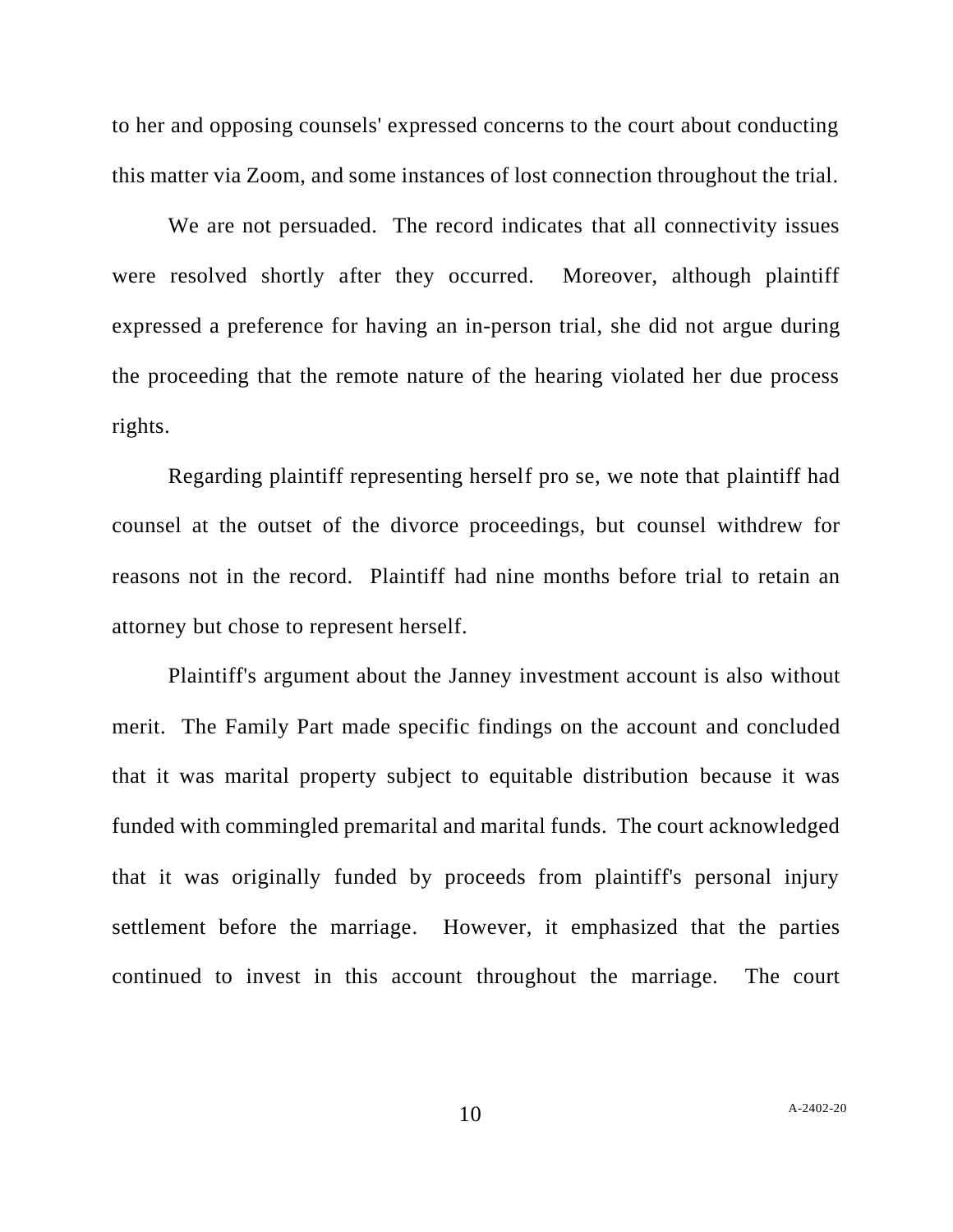to her and opposing counsels' expressed concerns to the court about conducting this matter via Zoom, and some instances of lost connection throughout the trial.

We are not persuaded. The record indicates that all connectivity issues were resolved shortly after they occurred. Moreover, although plaintiff expressed a preference for having an in-person trial, she did not argue during the proceeding that the remote nature of the hearing violated her due process rights.

Regarding plaintiff representing herself pro se, we note that plaintiff had counsel at the outset of the divorce proceedings, but counsel withdrew for reasons not in the record. Plaintiff had nine months before trial to retain an attorney but chose to represent herself.

Plaintiff's argument about the Janney investment account is also without merit. The Family Part made specific findings on the account and concluded that it was marital property subject to equitable distribution because it was funded with commingled premarital and marital funds. The court acknowledged that it was originally funded by proceeds from plaintiff's personal injury settlement before the marriage. However, it emphasized that the parties continued to invest in this account throughout the marriage. The court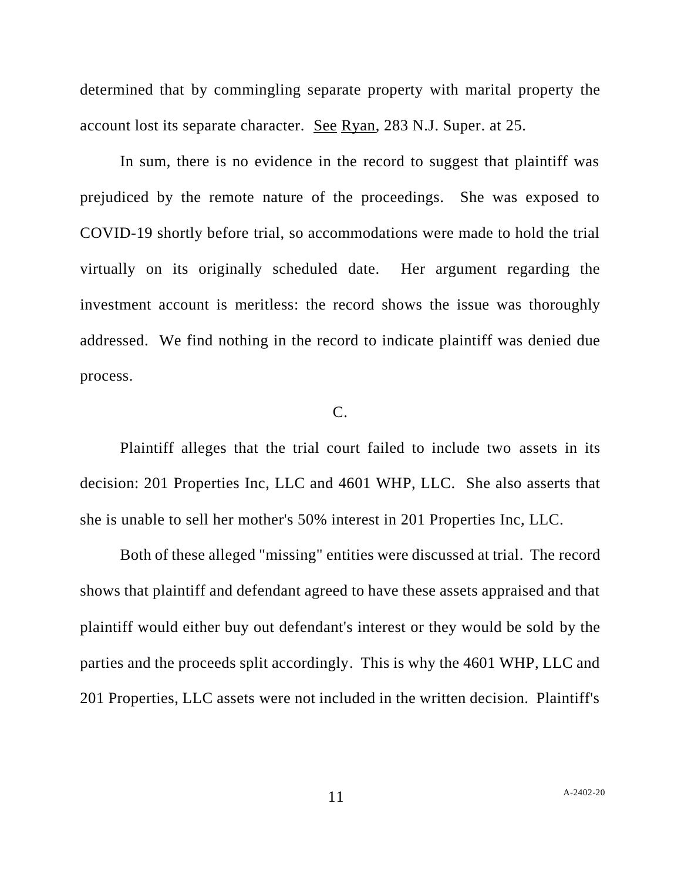determined that by commingling separate property with marital property the account lost its separate character. <u>See</u> <u>Ryan</u>, 283 N.J. Super. at 25.

In sum, there is no evidence in the record to suggest that plaintiff was prejudiced by the remote nature of the proceedings. She was exposed to COVID-19 shortly before trial, so accommodations were made to hold the trial virtually on its originally scheduled date. Her argument regarding the investment account is meritless: the record shows the issue was thoroughly addressed. We find nothing in the record to indicate plaintiff was denied due process.

C.

Plaintiff alleges that the trial court failed to include two assets in its decision: 201 Properties Inc, LLC and 4601 WHP, LLC. She also asserts that she is unable to sell her mother's 50% interest in 201 Properties Inc, LLC.

Both of these alleged "missing" entities were discussed at trial. The record shows that plaintiff and defendant agreed to have these assets appraised and that plaintiff would either buy out defendant's interest or they would be sold by the parties and the proceeds split accordingly. This is why the 4601 WHP, LLC and 201 Properties, LLC assets were not included in the written decision. Plaintiff's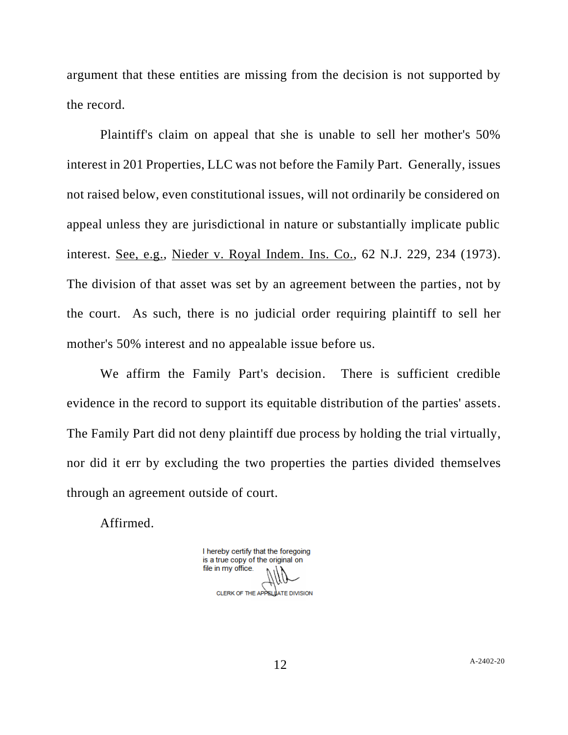argument that these entities are missing from the decision is not supported by the record.

Plaintiff's claim on appeal that she is unable to sell her mother's 50% interest in 201 Properties, LLC was not before the Family Part. Generally, issues not raised below, even constitutional issues, will not ordinarily be considered on appeal unless they are jurisdictional in nature or substantially implicate public interest. See, e.g., Nieder v. Royal Indem. Ins. Co., 62 N.J. 229, 234 (1973). The division of that asset was set by an agreement between the parties, not by the court. As such, there is no judicial order requiring plaintiff to sell her mother's 50% interest and no appealable issue before us.

We affirm the Family Part's decision. There is sufficient credible evidence in the record to support its equitable distribution of the parties' assets. The Family Part did not deny plaintiff due process by holding the trial virtually, nor did it err by excluding the two properties the parties divided themselves through an agreement outside of court.

Affirmed.

I hereby certify that the foregoing is a true copy of the original on file in my office.

CLERK OF THE APPELLATE DIVISION